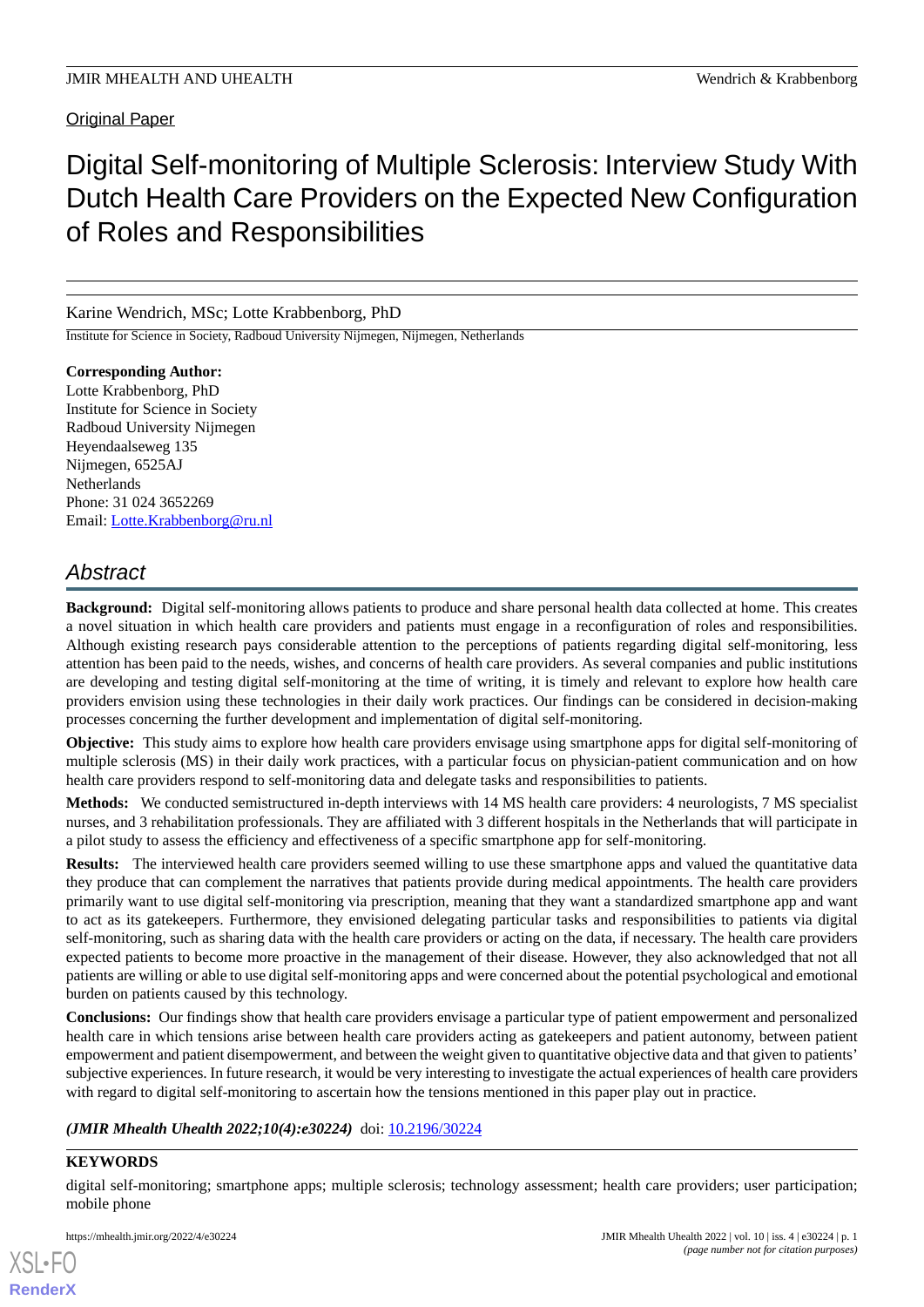Original Paper

# Digital Self-monitoring of Multiple Sclerosis: Interview Study With Dutch Health Care Providers on the Expected New Configuration of Roles and Responsibilities

Karine Wendrich, MSc; Lotte Krabbenborg, PhD

Institute for Science in Society, Radboud University Nijmegen, Nijmegen, Netherlands

**Corresponding Author:**
Lotte Krabbenborg, PhD
Institute for Science in Society
Radboud University Nijmegen
Heyendaalseweg 135
Nijmegen, 6525AJ
Netherlands
Phone: 31 024 3652269
Email: Lotte.Krabbenborg@ru.nl

## Abstract

**Background:** Digital self-monitoring allows patients to produce and share personal health data collected at home. This creates a novel situation in which health care providers and patients must engage in a reconfiguration of roles and responsibilities. Although existing research pays considerable attention to the perceptions of patients regarding digital self-monitoring, less attention has been paid to the needs, wishes, and concerns of health care providers. As several companies and public institutions are developing and testing digital self-monitoring at the time of writing, it is timely and relevant to explore how health care providers envision using these technologies in their daily work practices. Our findings can be considered in decision-making processes concerning the further development and implementation of digital self-monitoring.

**Objective:** This study aims to explore how health care providers envisage using smartphone apps for digital self-monitoring of multiple sclerosis (MS) in their daily work practices, with a particular focus on physician-patient communication and on how health care providers respond to self-monitoring data and delegate tasks and responsibilities to patients.

**Methods:** We conducted semistructured in-depth interviews with 14 MS health care providers: 4 neurologists, 7 MS specialist nurses, and 3 rehabilitation professionals. They are affiliated with 3 different hospitals in the Netherlands that will participate in a pilot study to assess the efficiency and effectiveness of a specific smartphone app for self-monitoring.

**Results:** The interviewed health care providers seemed willing to use these smartphone apps and valued the quantitative data they produce that can complement the narratives that patients provide during medical appointments. The health care providers primarily want to use digital self-monitoring via prescription, meaning that they want a standardized smartphone app and want to act as its gatekeepers. Furthermore, they envisioned delegating particular tasks and responsibilities to patients via digital self-monitoring, such as sharing data with the health care providers or acting on the data, if necessary. The health care providers expected patients to become more proactive in the management of their disease. However, they also acknowledged that not all patients are willing or able to use digital self-monitoring apps and were concerned about the potential psychological and emotional burden on patients caused by this technology.

**Conclusions:** Our findings show that health care providers envisage a particular type of patient empowerment and personalized health care in which tensions arise between health care providers acting as gatekeepers and patient autonomy, between patient empowerment and patient disempowerment, and between the weight given to quantitative objective data and that given to patients' subjective experiences. In future research, it would be very interesting to investigate the actual experiences of health care providers with regard to digital self-monitoring to ascertain how the tensions mentioned in this paper play out in practice.

***(JMIR Mhealth Uhealth 2022;10(4):e30224)*** doi: 10.2196/30224

**KEYWORDS**

digital self-monitoring; smartphone apps; multiple sclerosis; technology assessment; health care providers; user participation; mobile phone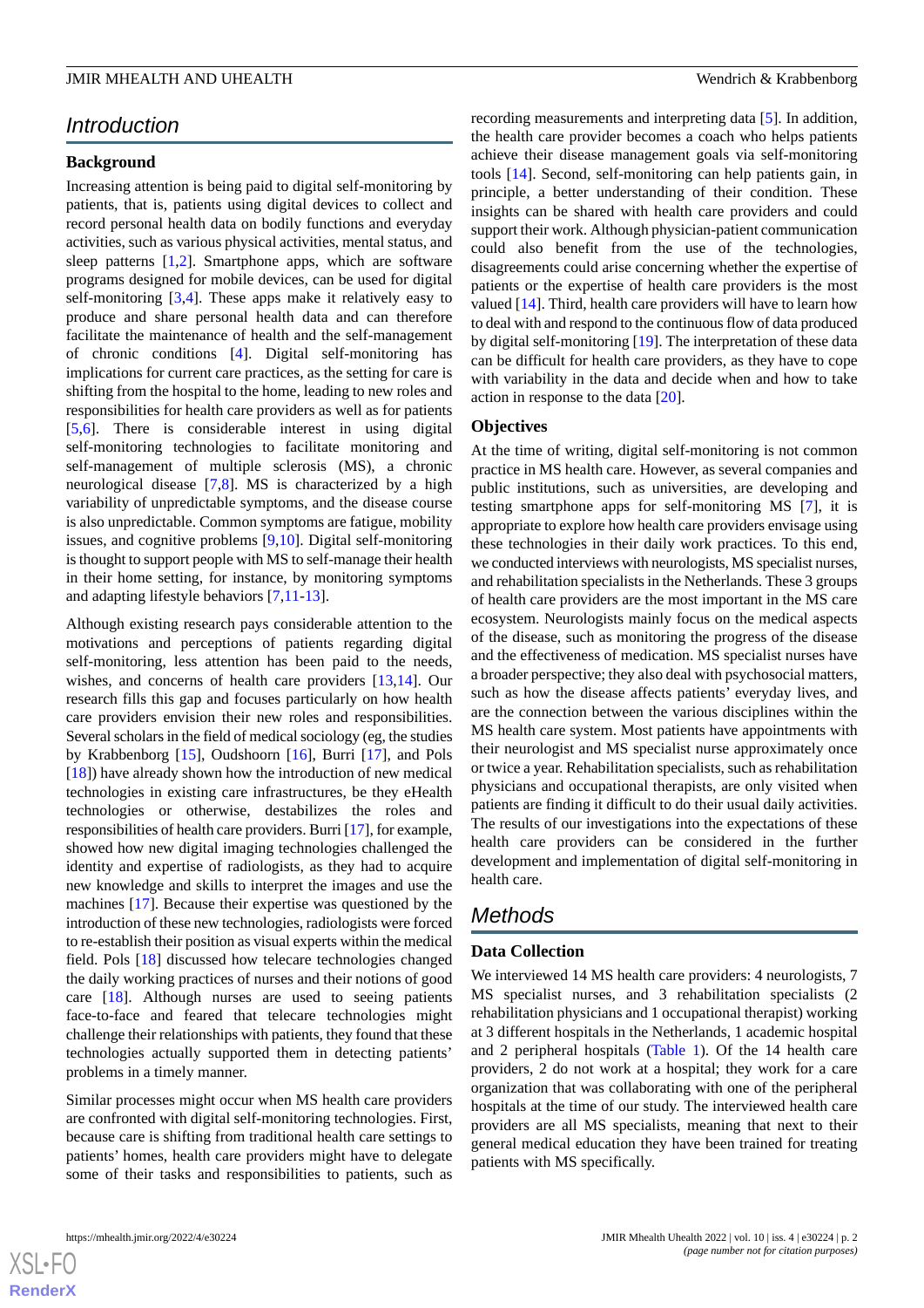## Introduction

### Background

Increasing attention is being paid to digital self-monitoring by patients, that is, patients using digital devices to collect and record personal health data on bodily functions and everyday activities, such as various physical activities, mental status, and sleep patterns [1,2]. Smartphone apps, which are software programs designed for mobile devices, can be used for digital self-monitoring [3,4]. These apps make it relatively easy to produce and share personal health data and can therefore facilitate the maintenance of health and the self-management of chronic conditions [4]. Digital self-monitoring has implications for current care practices, as the setting for care is shifting from the hospital to the home, leading to new roles and responsibilities for health care providers as well as for patients [5,6]. There is considerable interest in using digital self-monitoring technologies to facilitate monitoring and self-management of multiple sclerosis (MS), a chronic neurological disease [7,8]. MS is characterized by a high variability of unpredictable symptoms, and the disease course is also unpredictable. Common symptoms are fatigue, mobility issues, and cognitive problems [9,10]. Digital self-monitoring is thought to support people with MS to self-manage their health in their home setting, for instance, by monitoring symptoms and adapting lifestyle behaviors [7,11-13].

Although existing research pays considerable attention to the motivations and perceptions of patients regarding digital self-monitoring, less attention has been paid to the needs, wishes, and concerns of health care providers [13,14]. Our research fills this gap and focuses particularly on how health care providers envision their new roles and responsibilities. Several scholars in the field of medical sociology (eg, the studies by Krabbenborg [15], Oudshoorn [16], Burri [17], and Pols [18]) have already shown how the introduction of new medical technologies in existing care infrastructures, be they eHealth technologies or otherwise, destabilizes the roles and responsibilities of health care providers. Burri [17], for example, showed how new digital imaging technologies challenged the identity and expertise of radiologists, as they had to acquire new knowledge and skills to interpret the images and use the machines [17]. Because their expertise was questioned by the introduction of these new technologies, radiologists were forced to re-establish their position as visual experts within the medical field. Pols [18] discussed how telecare technologies changed the daily working practices of nurses and their notions of good care [18]. Although nurses are used to seeing patients face-to-face and feared that telecare technologies might challenge their relationships with patients, they found that these technologies actually supported them in detecting patients' problems in a timely manner.

Similar processes might occur when MS health care providers are confronted with digital self-monitoring technologies. First, because care is shifting from traditional health care settings to patients' homes, health care providers might have to delegate some of their tasks and responsibilities to patients, such as recording measurements and interpreting data [5]. In addition, the health care provider becomes a coach who helps patients achieve their disease management goals via self-monitoring tools [14]. Second, self-monitoring can help patients gain, in principle, a better understanding of their condition. These insights can be shared with health care providers and could support their work. Although physician-patient communication could also benefit from the use of the technologies, disagreements could arise concerning whether the expertise of patients or the expertise of health care providers is the most valued [14]. Third, health care providers will have to learn how to deal with and respond to the continuous flow of data produced by digital self-monitoring [19]. The interpretation of these data can be difficult for health care providers, as they have to cope with variability in the data and decide when and how to take action in response to the data [20].

### Objectives

At the time of writing, digital self-monitoring is not common practice in MS health care. However, as several companies and public institutions, such as universities, are developing and testing smartphone apps for self-monitoring MS [7], it is appropriate to explore how health care providers envisage using these technologies in their daily work practices. To this end, we conducted interviews with neurologists, MS specialist nurses, and rehabilitation specialists in the Netherlands. These 3 groups of health care providers are the most important in the MS care ecosystem. Neurologists mainly focus on the medical aspects of the disease, such as monitoring the progress of the disease and the effectiveness of medication. MS specialist nurses have a broader perspective; they also deal with psychosocial matters, such as how the disease affects patients' everyday lives, and are the connection between the various disciplines within the MS health care system. Most patients have appointments with their neurologist and MS specialist nurse approximately once or twice a year. Rehabilitation specialists, such as rehabilitation physicians and occupational therapists, are only visited when patients are finding it difficult to do their usual daily activities. The results of our investigations into the expectations of these health care providers can be considered in the further development and implementation of digital self-monitoring in health care.

## Methods

### Data Collection

We interviewed 14 MS health care providers: 4 neurologists, 7 MS specialist nurses, and 3 rehabilitation specialists (2 rehabilitation physicians and 1 occupational therapist) working at 3 different hospitals in the Netherlands, 1 academic hospital and 2 peripheral hospitals (Table 1). Of the 14 health care providers, 2 do not work at a hospital; they work for a care organization that was collaborating with one of the peripheral hospitals at the time of our study. The interviewed health care providers are all MS specialists, meaning that next to their general medical education they have been trained for treating patients with MS specifically.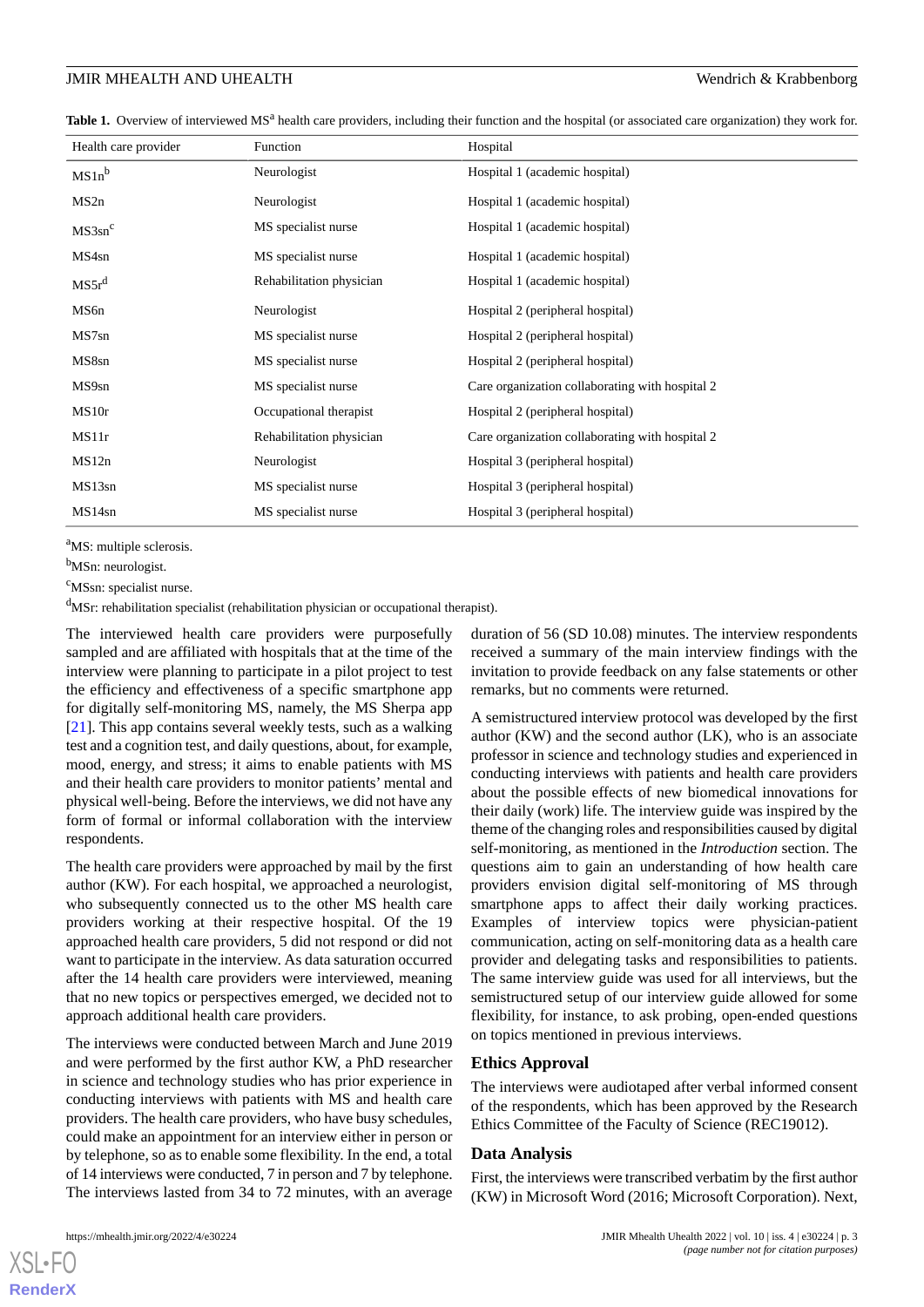**Table 1.** Overview of interviewed MS[a] health care providers, including their function and the hospital (or associated care organization) they work for.

| Health care provider | Function | Hospital |
|---|---|---|
| MS1n[b] | Neurologist | Hospital 1 (academic hospital) |
| MS2n | Neurologist | Hospital 1 (academic hospital) |
| MS3sn[c] | MS specialist nurse | Hospital 1 (academic hospital) |
| MS4sn | MS specialist nurse | Hospital 1 (academic hospital) |
| MS5r[d] | Rehabilitation physician | Hospital 1 (academic hospital) |
| MS6n | Neurologist | Hospital 2 (peripheral hospital) |
| MS7sn | MS specialist nurse | Hospital 2 (peripheral hospital) |
| MS8sn | MS specialist nurse | Hospital 2 (peripheral hospital) |
| MS9sn | MS specialist nurse | Care organization collaborating with hospital 2 |
| MS10r | Occupational therapist | Hospital 2 (peripheral hospital) |
| MS11r | Rehabilitation physician | Care organization collaborating with hospital 2 |
| MS12n | Neurologist | Hospital 3 (peripheral hospital) |
| MS13sn | MS specialist nurse | Hospital 3 (peripheral hospital) |
| MS14sn | MS specialist nurse | Hospital 3 (peripheral hospital) |

[a]MS: multiple sclerosis.

[b]MSn: neurologist.

[c]MSsn: specialist nurse.

[d]MSr: rehabilitation specialist (rehabilitation physician or occupational therapist).

The interviewed health care providers were purposefully sampled and are affiliated with hospitals that at the time of the interview were planning to participate in a pilot project to test the efficiency and effectiveness of a specific smartphone app for digitally self-monitoring MS, namely, the MS Sherpa app [21]. This app contains several weekly tests, such as a walking test and a cognition test, and daily questions, about, for example, mood, energy, and stress; it aims to enable patients with MS and their health care providers to monitor patients' mental and physical well-being. Before the interviews, we did not have any form of formal or informal collaboration with the interview respondents.

The health care providers were approached by mail by the first author (KW). For each hospital, we approached a neurologist, who subsequently connected us to the other MS health care providers working at their respective hospital. Of the 19 approached health care providers, 5 did not respond or did not want to participate in the interview. As data saturation occurred after the 14 health care providers were interviewed, meaning that no new topics or perspectives emerged, we decided not to approach additional health care providers.

The interviews were conducted between March and June 2019 and were performed by the first author KW, a PhD researcher in science and technology studies who has prior experience in conducting interviews with patients with MS and health care providers. The health care providers, who have busy schedules, could make an appointment for an interview either in person or by telephone, so as to enable some flexibility. In the end, a total of 14 interviews were conducted, 7 in person and 7 by telephone. The interviews lasted from 34 to 72 minutes, with an average duration of 56 (SD 10.08) minutes. The interview respondents received a summary of the main interview findings with the invitation to provide feedback on any false statements or other remarks, but no comments were returned.

A semistructured interview protocol was developed by the first author (KW) and the second author (LK), who is an associate professor in science and technology studies and experienced in conducting interviews with patients and health care providers about the possible effects of new biomedical innovations for their daily (work) life. The interview guide was inspired by the theme of the changing roles and responsibilities caused by digital self-monitoring, as mentioned in the *Introduction* section. The questions aim to gain an understanding of how health care providers envision digital self-monitoring of MS through smartphone apps to affect their daily working practices. Examples of interview topics were physician-patient communication, acting on self-monitoring data as a health care provider and delegating tasks and responsibilities to patients. The same interview guide was used for all interviews, but the semistructured setup of our interview guide allowed for some flexibility, for instance, to ask probing, open-ended questions on topics mentioned in previous interviews.

### Ethics Approval

The interviews were audiotaped after verbal informed consent of the respondents, which has been approved by the Research Ethics Committee of the Faculty of Science (REC19012).

### Data Analysis

First, the interviews were transcribed verbatim by the first author (KW) in Microsoft Word (2016; Microsoft Corporation). Next,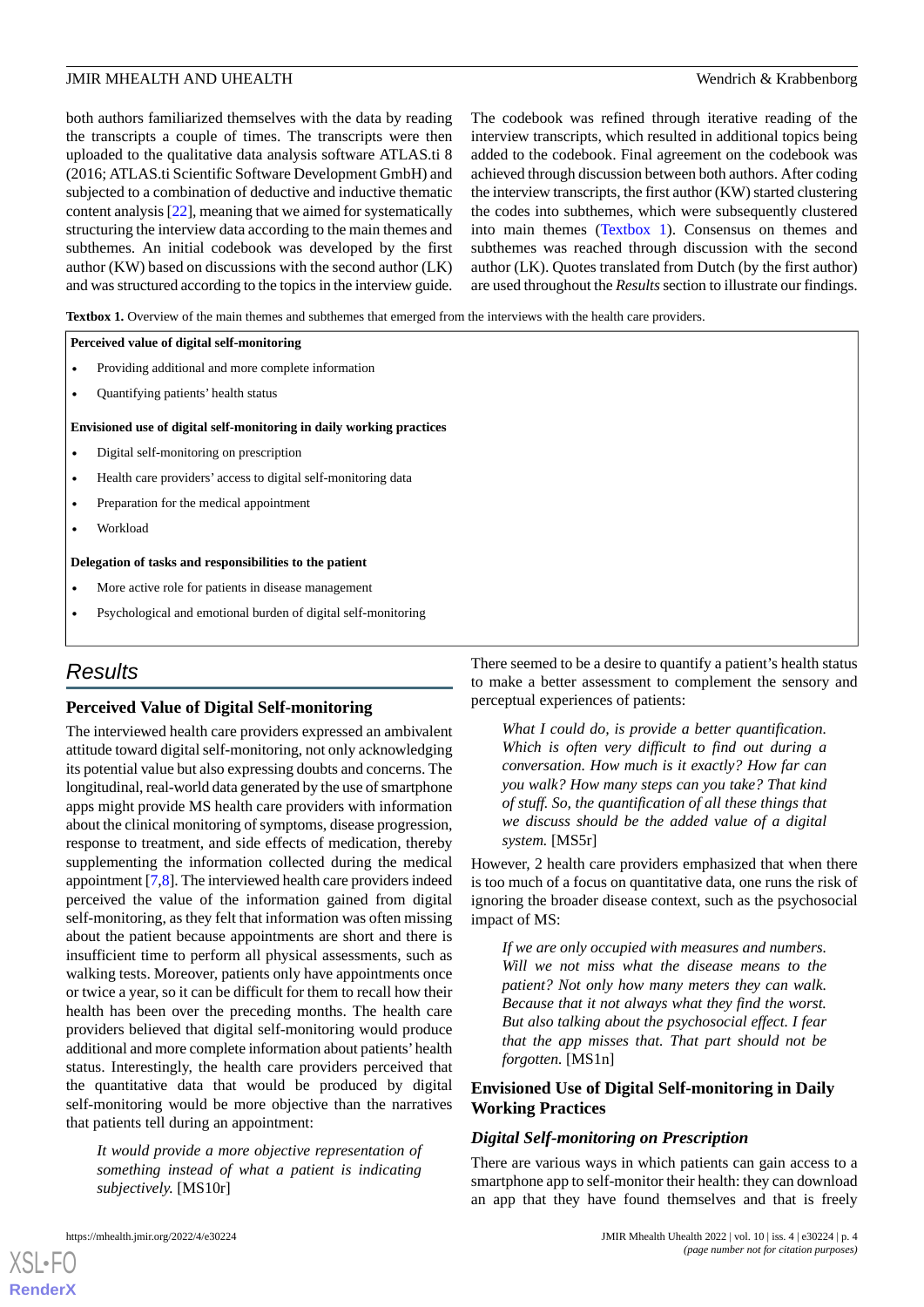both authors familiarized themselves with the data by reading the transcripts a couple of times. The transcripts were then uploaded to the qualitative data analysis software ATLAS.ti 8 (2016; ATLAS.ti Scientific Software Development GmbH) and subjected to a combination of deductive and inductive thematic content analysis [22], meaning that we aimed for systematically structuring the interview data according to the main themes and subthemes. An initial codebook was developed by the first author (KW) based on discussions with the second author (LK) and was structured according to the topics in the interview guide. The codebook was refined through iterative reading of the interview transcripts, which resulted in additional topics being added to the codebook. Final agreement on the codebook was achieved through discussion between both authors. After coding the interview transcripts, the first author (KW) started clustering the codes into subthemes, which were subsequently clustered into main themes (Textbox 1). Consensus on themes and subthemes was reached through discussion with the second author (LK). Quotes translated from Dutch (by the first author) are used throughout the *Results* section to illustrate our findings.

**Textbox 1.** Overview of the main themes and subthemes that emerged from the interviews with the health care providers.

**Perceived value of digital self-monitoring**

- Providing additional and more complete information
- Quantifying patients' health status

**Envisioned use of digital self-monitoring in daily working practices**

- Digital self-monitoring on prescription
- Health care providers' access to digital self-monitoring data
- Preparation for the medical appointment
- Workload

**Delegation of tasks and responsibilities to the patient**

- More active role for patients in disease management
- Psychological and emotional burden of digital self-monitoring

## Results

### Perceived Value of Digital Self-monitoring

The interviewed health care providers expressed an ambivalent attitude toward digital self-monitoring, not only acknowledging its potential value but also expressing doubts and concerns. The longitudinal, real-world data generated by the use of smartphone apps might provide MS health care providers with information about the clinical monitoring of symptoms, disease progression, response to treatment, and side effects of medication, thereby supplementing the information collected during the medical appointment [7,8]. The interviewed health care providers indeed perceived the value of the information gained from digital self-monitoring, as they felt that information was often missing about the patient because appointments are short and there is insufficient time to perform all physical assessments, such as walking tests. Moreover, patients only have appointments once or twice a year, so it can be difficult for them to recall how their health has been over the preceding months. The health care providers believed that digital self-monitoring would produce additional and more complete information about patients' health status. Interestingly, the health care providers perceived that the quantitative data that would be produced by digital self-monitoring would be more objective than the narratives that patients tell during an appointment:

> *It would provide a more objective representation of something instead of what a patient is indicating subjectively.* [MS10r]

There seemed to be a desire to quantify a patient's health status to make a better assessment to complement the sensory and perceptual experiences of patients:

> *What I could do, is provide a better quantification. Which is often very difficult to find out during a conversation. How much is it exactly? How far can you walk? How many steps can you take? That kind of stuff. So, the quantification of all these things that we discuss should be the added value of a digital system.* [MS5r]

However, 2 health care providers emphasized that when there is too much of a focus on quantitative data, one runs the risk of ignoring the broader disease context, such as the psychosocial impact of MS:

> *If we are only occupied with measures and numbers. Will we not miss what the disease means to the patient? Not only how many meters they can walk. Because that it not always what they find the worst. But also talking about the psychosocial effect. I fear that the app misses that. That part should not be forgotten.* [MS1n]

### Envisioned Use of Digital Self-monitoring in Daily Working Practices

#### Digital Self-monitoring on Prescription

There are various ways in which patients can gain access to a smartphone app to self-monitor their health: they can download an app that they have found themselves and that is freely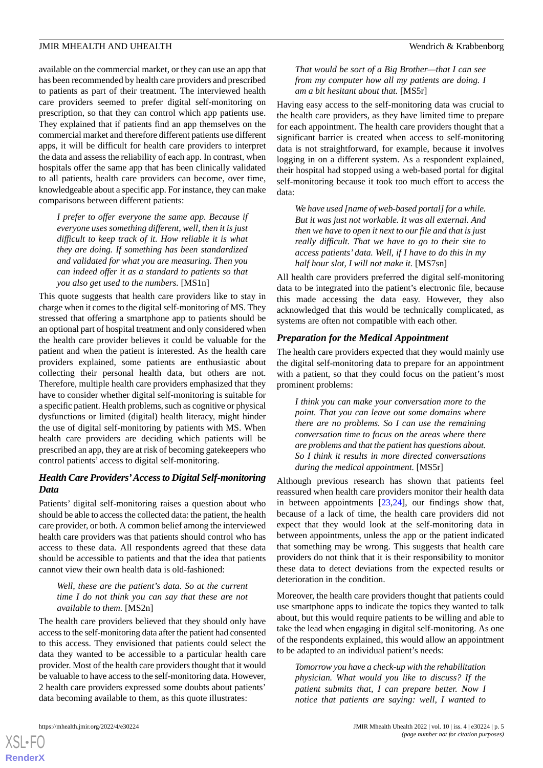available on the commercial market, or they can use an app that has been recommended by health care providers and prescribed to patients as part of their treatment. The interviewed health care providers seemed to prefer digital self-monitoring on prescription, so that they can control which app patients use. They explained that if patients find an app themselves on the commercial market and therefore different patients use different apps, it will be difficult for health care providers to interpret the data and assess the reliability of each app. In contrast, when hospitals offer the same app that has been clinically validated to all patients, health care providers can become, over time, knowledgeable about a specific app. For instance, they can make comparisons between different patients:

> *I prefer to offer everyone the same app. Because if everyone uses something different, well, then it is just difficult to keep track of it. How reliable it is what they are doing. If something has been standardized and validated for what you are measuring. Then you can indeed offer it as a standard to patients so that you also get used to the numbers.* [MS1n]

This quote suggests that health care providers like to stay in charge when it comes to the digital self-monitoring of MS. They stressed that offering a smartphone app to patients should be an optional part of hospital treatment and only considered when the health care provider believes it could be valuable for the patient and when the patient is interested. As the health care providers explained, some patients are enthusiastic about collecting their personal health data, but others are not. Therefore, multiple health care providers emphasized that they have to consider whether digital self-monitoring is suitable for a specific patient. Health problems, such as cognitive or physical dysfunctions or limited (digital) health literacy, might hinder the use of digital self-monitoring by patients with MS. When health care providers are deciding which patients will be prescribed an app, they are at risk of becoming gatekeepers who control patients' access to digital self-monitoring.

### Health Care Providers' Access to Digital Self-monitoring Data

Patients' digital self-monitoring raises a question about who should be able to access the collected data: the patient, the health care provider, or both. A common belief among the interviewed health care providers was that patients should control who has access to these data. All respondents agreed that these data should be accessible to patients and that the idea that patients cannot view their own health data is old-fashioned:

> *Well, these are the patient's data. So at the current time I do not think you can say that these are not available to them.* [MS2n]

The health care providers believed that they should only have access to the self-monitoring data after the patient had consented to this access. They envisioned that patients could select the data they wanted to be accessible to a particular health care provider. Most of the health care providers thought that it would be valuable to have access to the self-monitoring data. However, 2 health care providers expressed some doubts about patients' data becoming available to them, as this quote illustrates:

> *That would be sort of a Big Brother—that I can see from my computer how all my patients are doing. I am a bit hesitant about that.* [MS5r]

Having easy access to the self-monitoring data was crucial to the health care providers, as they have limited time to prepare for each appointment. The health care providers thought that a significant barrier is created when access to self-monitoring data is not straightforward, for example, because it involves logging in on a different system. As a respondent explained, their hospital had stopped using a web-based portal for digital self-monitoring because it took too much effort to access the data:

> *We have used [name of web-based portal] for a while. But it was just not workable. It was all external. And then we have to open it next to our file and that is just really difficult. That we have to go to their site to access patients' data. Well, if I have to do this in my half hour slot, I will not make it.* [MS7sn]

All health care providers preferred the digital self-monitoring data to be integrated into the patient's electronic file, because this made accessing the data easy. However, they also acknowledged that this would be technically complicated, as systems are often not compatible with each other.

### Preparation for the Medical Appointment

The health care providers expected that they would mainly use the digital self-monitoring data to prepare for an appointment with a patient, so that they could focus on the patient's most prominent problems:

> *I think you can make your conversation more to the point. That you can leave out some domains where there are no problems. So I can use the remaining conversation time to focus on the areas where there are problems and that the patient has questions about. So I think it results in more directed conversations during the medical appointment.* [MS5r]

Although previous research has shown that patients feel reassured when health care providers monitor their health data in between appointments [23,24], our findings show that, because of a lack of time, the health care providers did not expect that they would look at the self-monitoring data in between appointments, unless the app or the patient indicated that something may be wrong. This suggests that health care providers do not think that it is their responsibility to monitor these data to detect deviations from the expected results or deterioration in the condition.

Moreover, the health care providers thought that patients could use smartphone apps to indicate the topics they wanted to talk about, but this would require patients to be willing and able to take the lead when engaging in digital self-monitoring. As one of the respondents explained, this would allow an appointment to be adapted to an individual patient's needs:

> *Tomorrow you have a check-up with the rehabilitation physician. What would you like to discuss? If the patient submits that, I can prepare better. Now I notice that patients are saying: well, I wanted to*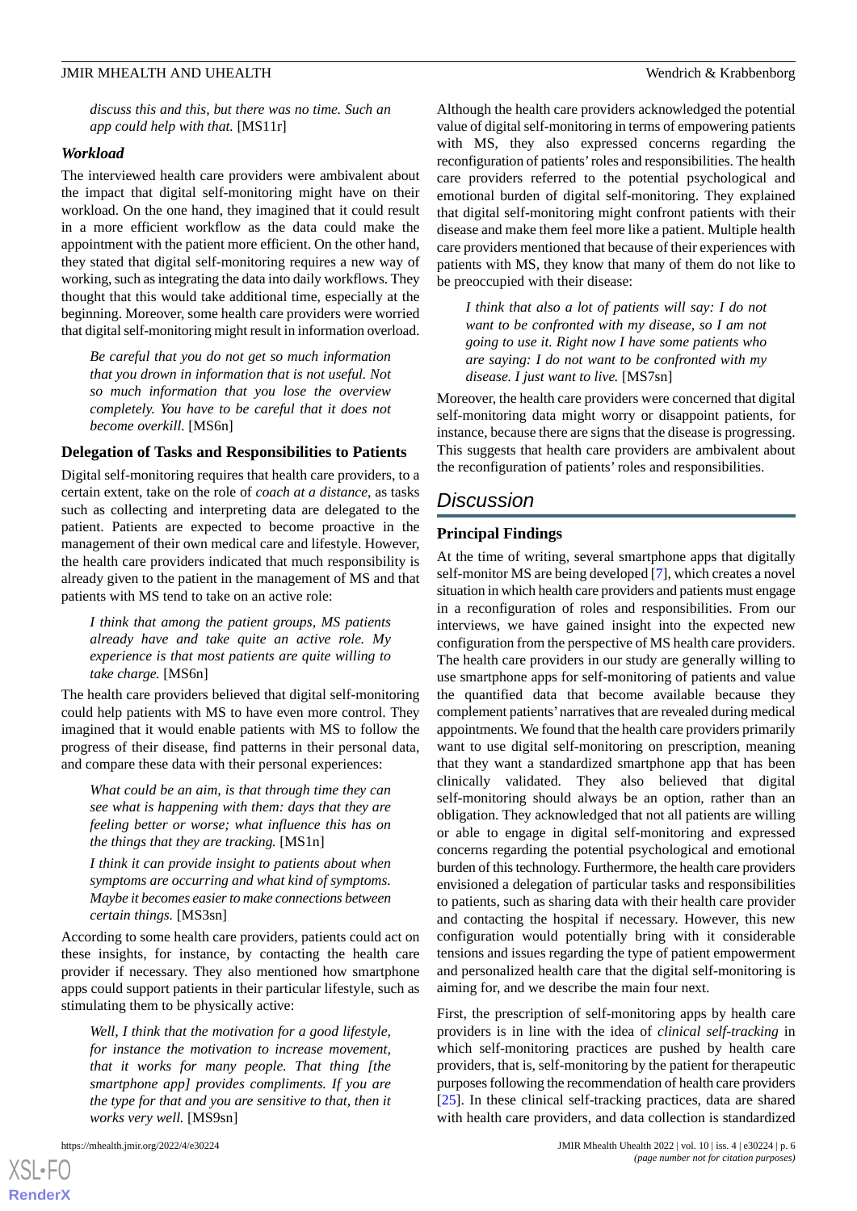*discuss this and this, but there was no time. Such an app could help with that.* [MS11r]

### *Workload*

The interviewed health care providers were ambivalent about the impact that digital self-monitoring might have on their workload. On the one hand, they imagined that it could result in a more efficient workflow as the data could make the appointment with the patient more efficient. On the other hand, they stated that digital self-monitoring requires a new way of working, such as integrating the data into daily workflows. They thought that this would take additional time, especially at the beginning. Moreover, some health care providers were worried that digital self-monitoring might result in information overload.

> *Be careful that you do not get so much information that you drown in information that is not useful. Not so much information that you lose the overview completely. You have to be careful that it does not become overkill.* [MS6n]

### Delegation of Tasks and Responsibilities to Patients

Digital self-monitoring requires that health care providers, to a certain extent, take on the role of *coach at a distance*, as tasks such as collecting and interpreting data are delegated to the patient. Patients are expected to become proactive in the management of their own medical care and lifestyle. However, the health care providers indicated that much responsibility is already given to the patient in the management of MS and that patients with MS tend to take on an active role:

> *I think that among the patient groups, MS patients already have and take quite an active role. My experience is that most patients are quite willing to take charge.* [MS6n]

The health care providers believed that digital self-monitoring could help patients with MS to have even more control. They imagined that it would enable patients with MS to follow the progress of their disease, find patterns in their personal data, and compare these data with their personal experiences:

> *What could be an aim, is that through time they can see what is happening with them: days that they are feeling better or worse; what influence this has on the things that they are tracking.* [MS1n]

> *I think it can provide insight to patients about when symptoms are occurring and what kind of symptoms. Maybe it becomes easier to make connections between certain things.* [MS3sn]

According to some health care providers, patients could act on these insights, for instance, by contacting the health care provider if necessary. They also mentioned how smartphone apps could support patients in their particular lifestyle, such as stimulating them to be physically active:

> *Well, I think that the motivation for a good lifestyle, for instance the motivation to increase movement, that it works for many people. That thing [the smartphone app] provides compliments. If you are the type for that and you are sensitive to that, then it works very well.* [MS9sn]

Although the health care providers acknowledged the potential value of digital self-monitoring in terms of empowering patients with MS, they also expressed concerns regarding the reconfiguration of patients' roles and responsibilities. The health care providers referred to the potential psychological and emotional burden of digital self-monitoring. They explained that digital self-monitoring might confront patients with their disease and make them feel more like a patient. Multiple health care providers mentioned that because of their experiences with patients with MS, they know that many of them do not like to be preoccupied with their disease:

> *I think that also a lot of patients will say: I do not want to be confronted with my disease, so I am not going to use it. Right now I have some patients who are saying: I do not want to be confronted with my disease. I just want to live.* [MS7sn]

Moreover, the health care providers were concerned that digital self-monitoring data might worry or disappoint patients, for instance, because there are signs that the disease is progressing. This suggests that health care providers are ambivalent about the reconfiguration of patients' roles and responsibilities.

## *Discussion*

### Principal Findings

At the time of writing, several smartphone apps that digitally self-monitor MS are being developed [7], which creates a novel situation in which health care providers and patients must engage in a reconfiguration of roles and responsibilities. From our interviews, we have gained insight into the expected new configuration from the perspective of MS health care providers. The health care providers in our study are generally willing to use smartphone apps for self-monitoring of patients and value the quantified data that become available because they complement patients' narratives that are revealed during medical appointments. We found that the health care providers primarily want to use digital self-monitoring on prescription, meaning that they want a standardized smartphone app that has been clinically validated. They also believed that digital self-monitoring should always be an option, rather than an obligation. They acknowledged that not all patients are willing or able to engage in digital self-monitoring and expressed concerns regarding the potential psychological and emotional burden of this technology. Furthermore, the health care providers envisioned a delegation of particular tasks and responsibilities to patients, such as sharing data with their health care provider and contacting the hospital if necessary. However, this new configuration would potentially bring with it considerable tensions and issues regarding the type of patient empowerment and personalized health care that the digital self-monitoring is aiming for, and we describe the main four next.

First, the prescription of self-monitoring apps by health care providers is in line with the idea of *clinical self-tracking* in which self-monitoring practices are pushed by health care providers, that is, self-monitoring by the patient for therapeutic purposes following the recommendation of health care providers [25]. In these clinical self-tracking practices, data are shared with health care providers, and data collection is standardized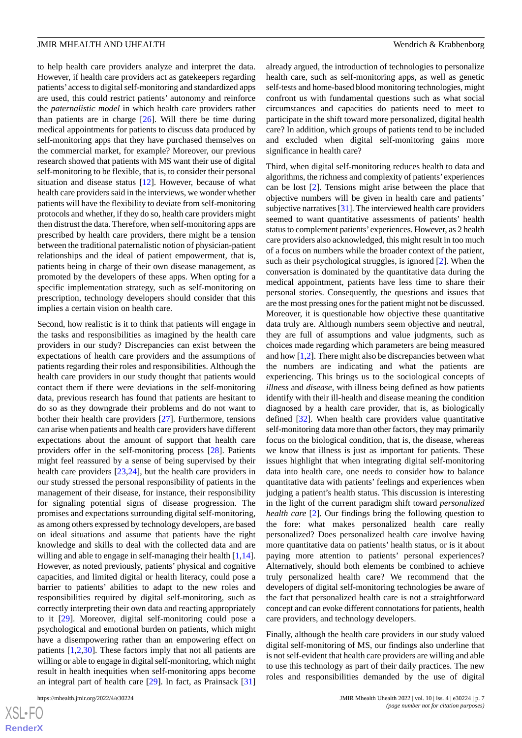to help health care providers analyze and interpret the data. However, if health care providers act as gatekeepers regarding patients' access to digital self-monitoring and standardized apps are used, this could restrict patients' autonomy and reinforce the *paternalistic model* in which health care providers rather than patients are in charge [26]. Will there be time during medical appointments for patients to discuss data produced by self-monitoring apps that they have purchased themselves on the commercial market, for example? Moreover, our previous research showed that patients with MS want their use of digital self-monitoring to be flexible, that is, to consider their personal situation and disease status [12]. However, because of what health care providers said in the interviews, we wonder whether patients will have the flexibility to deviate from self-monitoring protocols and whether, if they do so, health care providers might then distrust the data. Therefore, when self-monitoring apps are prescribed by health care providers, there might be a tension between the traditional paternalistic notion of physician-patient relationships and the ideal of patient empowerment, that is, patients being in charge of their own disease management, as promoted by the developers of these apps. When opting for a specific implementation strategy, such as self-monitoring on prescription, technology developers should consider that this implies a certain vision on health care.

Second, how realistic is it to think that patients will engage in the tasks and responsibilities as imagined by the health care providers in our study? Discrepancies can exist between the expectations of health care providers and the assumptions of patients regarding their roles and responsibilities. Although the health care providers in our study thought that patients would contact them if there were deviations in the self-monitoring data, previous research has found that patients are hesitant to do so as they downgrade their problems and do not want to bother their health care providers [27]. Furthermore, tensions can arise when patients and health care providers have different expectations about the amount of support that health care providers offer in the self-monitoring process [28]. Patients might feel reassured by a sense of being supervised by their health care providers [23,24], but the health care providers in our study stressed the personal responsibility of patients in the management of their disease, for instance, their responsibility for signaling potential signs of disease progression. The promises and expectations surrounding digital self-monitoring, as among others expressed by technology developers, are based on ideal situations and assume that patients have the right knowledge and skills to deal with the collected data and are willing and able to engage in self-managing their health [1,14]. However, as noted previously, patients' physical and cognitive capacities, and limited digital or health literacy, could pose a barrier to patients' abilities to adapt to the new roles and responsibilities required by digital self-monitoring, such as correctly interpreting their own data and reacting appropriately to it [29]. Moreover, digital self-monitoring could pose a psychological and emotional burden on patients, which might have a disempowering rather than an empowering effect on patients [1,2,30]. These factors imply that not all patients are willing or able to engage in digital self-monitoring, which might result in health inequities when self-monitoring apps become an integral part of health care [29]. In fact, as Prainsack [31] already argued, the introduction of technologies to personalize health care, such as self-monitoring apps, as well as genetic self-tests and home-based blood monitoring technologies, might confront us with fundamental questions such as what social circumstances and capacities do patients need to meet to participate in the shift toward more personalized, digital health care? In addition, which groups of patients tend to be included and excluded when digital self-monitoring gains more significance in health care?

Third, when digital self-monitoring reduces health to data and algorithms, the richness and complexity of patients' experiences can be lost [2]. Tensions might arise between the place that objective numbers will be given in health care and patients' subjective narratives [31]. The interviewed health care providers seemed to want quantitative assessments of patients' health status to complement patients' experiences. However, as 2 health care providers also acknowledged, this might result in too much of a focus on numbers while the broader context of the patient, such as their psychological struggles, is ignored [2]. When the conversation is dominated by the quantitative data during the medical appointment, patients have less time to share their personal stories. Consequently, the questions and issues that are the most pressing ones for the patient might not be discussed. Moreover, it is questionable how objective these quantitative data truly are. Although numbers seem objective and neutral, they are full of assumptions and value judgments, such as choices made regarding which parameters are being measured and how [1,2]. There might also be discrepancies between what the numbers are indicating and what the patients are experiencing. This brings us to the sociological concepts of *illness* and *disease*, with illness being defined as how patients identify with their ill-health and disease meaning the condition diagnosed by a health care provider, that is, as biologically defined [32]. When health care providers value quantitative self-monitoring data more than other factors, they may primarily focus on the biological condition, that is, the disease, whereas we know that illness is just as important for patients. These issues highlight that when integrating digital self-monitoring data into health care, one needs to consider how to balance quantitative data with patients' feelings and experiences when judging a patient's health status. This discussion is interesting in the light of the current paradigm shift toward *personalized health care* [2]. Our findings bring the following question to the fore: what makes personalized health care really personalized? Does personalized health care involve having more quantitative data on patients' health status, or is it about paying more attention to patients' personal experiences? Alternatively, should both elements be combined to achieve truly personalized health care? We recommend that the developers of digital self-monitoring technologies be aware of the fact that personalized health care is not a straightforward concept and can evoke different connotations for patients, health care providers, and technology developers.

Finally, although the health care providers in our study valued digital self-monitoring of MS, our findings also underline that is not self-evident that health care providers are willing and able to use this technology as part of their daily practices. The new roles and responsibilities demanded by the use of digital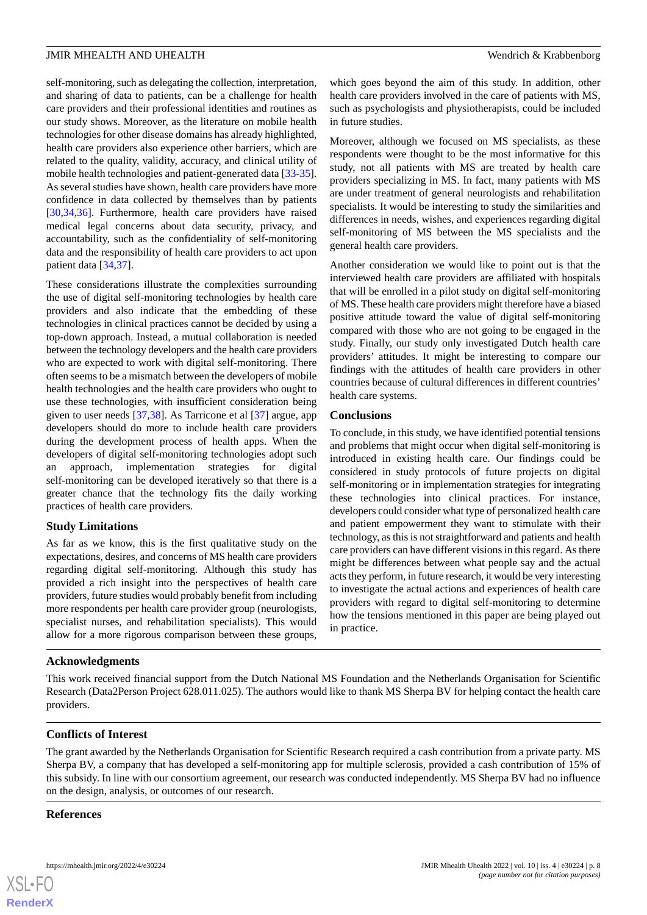self-monitoring, such as delegating the collection, interpretation, and sharing of data to patients, can be a challenge for health care providers and their professional identities and routines as our study shows. Moreover, as the literature on mobile health technologies for other disease domains has already highlighted, health care providers also experience other barriers, which are related to the quality, validity, accuracy, and clinical utility of mobile health technologies and patient-generated data [33-35]. As several studies have shown, health care providers have more confidence in data collected by themselves than by patients [30,34,36]. Furthermore, health care providers have raised medical legal concerns about data security, privacy, and accountability, such as the confidentiality of self-monitoring data and the responsibility of health care providers to act upon patient data [34,37].

These considerations illustrate the complexities surrounding the use of digital self-monitoring technologies by health care providers and also indicate that the embedding of these technologies in clinical practices cannot be decided by using a top-down approach. Instead, a mutual collaboration is needed between the technology developers and the health care providers who are expected to work with digital self-monitoring. There often seems to be a mismatch between the developers of mobile health technologies and the health care providers who ought to use these technologies, with insufficient consideration being given to user needs [37,38]. As Tarricone et al [37] argue, app developers should do more to include health care providers during the development process of health apps. When the developers of digital self-monitoring technologies adopt such an approach, implementation strategies for digital self-monitoring can be developed iteratively so that there is a greater chance that the technology fits the daily working practices of health care providers.

### Study Limitations

As far as we know, this is the first qualitative study on the expectations, desires, and concerns of MS health care providers regarding digital self-monitoring. Although this study has provided a rich insight into the perspectives of health care providers, future studies would probably benefit from including more respondents per health care provider group (neurologists, specialist nurses, and rehabilitation specialists). This would allow for a more rigorous comparison between these groups, which goes beyond the aim of this study. In addition, other health care providers involved in the care of patients with MS, such as psychologists and physiotherapists, could be included in future studies.

Moreover, although we focused on MS specialists, as these respondents were thought to be the most informative for this study, not all patients with MS are treated by health care providers specializing in MS. In fact, many patients with MS are under treatment of general neurologists and rehabilitation specialists. It would be interesting to study the similarities and differences in needs, wishes, and experiences regarding digital self-monitoring of MS between the MS specialists and the general health care providers.

Another consideration we would like to point out is that the interviewed health care providers are affiliated with hospitals that will be enrolled in a pilot study on digital self-monitoring of MS. These health care providers might therefore have a biased positive attitude toward the value of digital self-monitoring compared with those who are not going to be engaged in the study. Finally, our study only investigated Dutch health care providers' attitudes. It might be interesting to compare our findings with the attitudes of health care providers in other countries because of cultural differences in different countries' health care systems.

### Conclusions

To conclude, in this study, we have identified potential tensions and problems that might occur when digital self-monitoring is introduced in existing health care. Our findings could be considered in study protocols of future projects on digital self-monitoring or in implementation strategies for integrating these technologies into clinical practices. For instance, developers could consider what type of personalized health care and patient empowerment they want to stimulate with their technology, as this is not straightforward and patients and health care providers can have different visions in this regard. As there might be differences between what people say and the actual acts they perform, in future research, it would be very interesting to investigate the actual actions and experiences of health care providers with regard to digital self-monitoring to determine how the tensions mentioned in this paper are being played out in practice.

## Acknowledgments

This work received financial support from the Dutch National MS Foundation and the Netherlands Organisation for Scientific Research (Data2Person Project 628.011.025). The authors would like to thank MS Sherpa BV for helping contact the health care providers.

## Conflicts of Interest

The grant awarded by the Netherlands Organisation for Scientific Research required a cash contribution from a private party. MS Sherpa BV, a company that has developed a self-monitoring app for multiple sclerosis, provided a cash contribution of 15% of this subsidy. In line with our consortium agreement, our research was conducted independently. MS Sherpa BV had no influence on the design, analysis, or outcomes of our research.

## References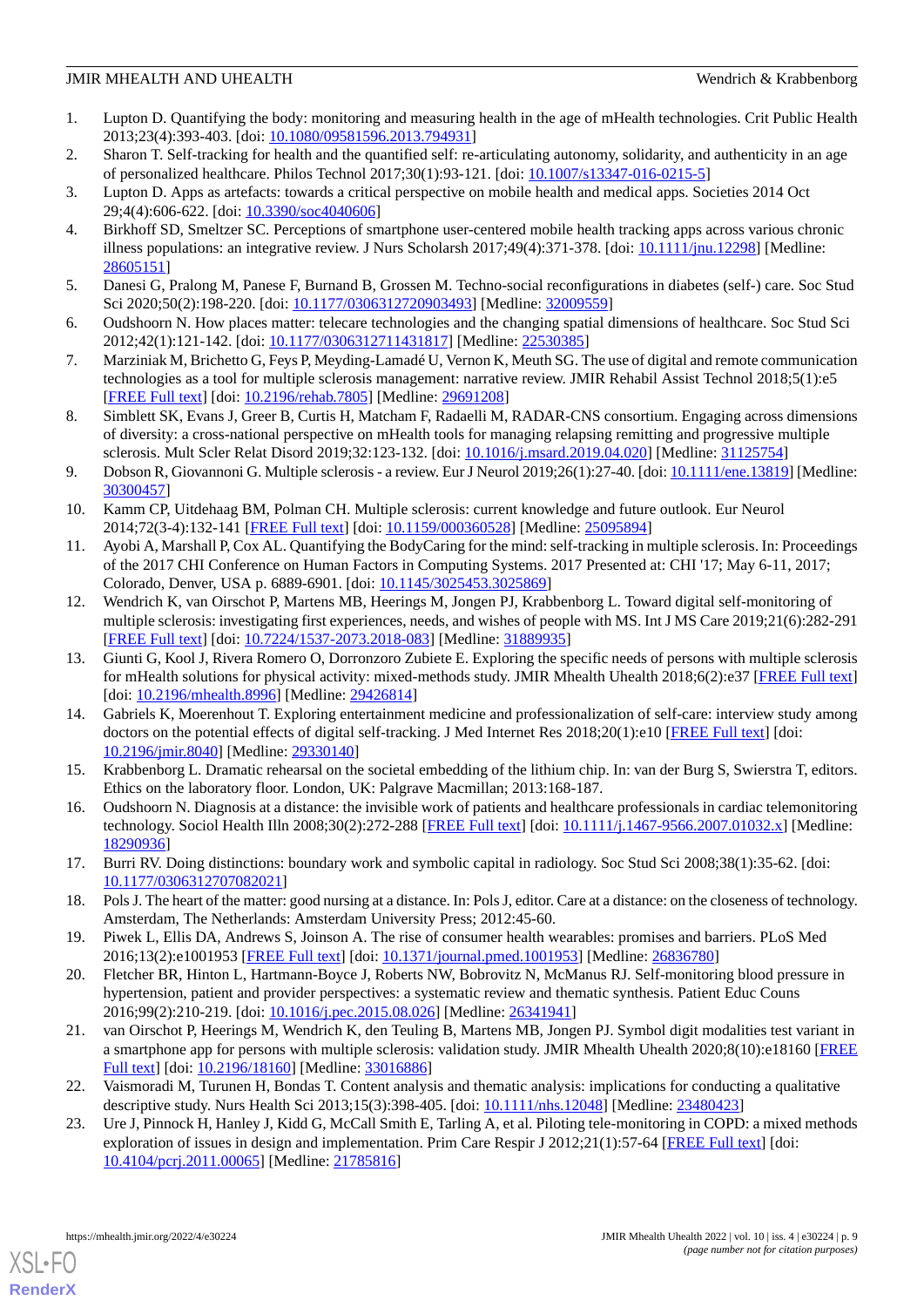1. Lupton D. Quantifying the body: monitoring and measuring health in the age of mHealth technologies. Crit Public Health 2013;23(4):393-403. [doi: 10.1080/09581596.2013.794931]
2. Sharon T. Self-tracking for health and the quantified self: re-articulating autonomy, solidarity, and authenticity in an age of personalized healthcare. Philos Technol 2017;30(1):93-121. [doi: 10.1007/s13347-016-0215-5]
3. Lupton D. Apps as artefacts: towards a critical perspective on mobile health and medical apps. Societies 2014 Oct 29;4(4):606-622. [doi: 10.3390/soc4040606]
4. Birkhoff SD, Smeltzer SC. Perceptions of smartphone user-centered mobile health tracking apps across various chronic illness populations: an integrative review. J Nurs Scholarsh 2017;49(4):371-378. [doi: 10.1111/jnu.12298] [Medline: 28605151]
5. Danesi G, Pralong M, Panese F, Burnand B, Grossen M. Techno-social reconfigurations in diabetes (self-) care. Soc Stud Sci 2020;50(2):198-220. [doi: 10.1177/0306312720903493] [Medline: 32009559]
6. Oudshoorn N. How places matter: telecare technologies and the changing spatial dimensions of healthcare. Soc Stud Sci 2012;42(1):121-142. [doi: 10.1177/0306312711431817] [Medline: 22530385]
7. Marziniak M, Brichetto G, Feys P, Meyding-Lamadé U, Vernon K, Meuth SG. The use of digital and remote communication technologies as a tool for multiple sclerosis management: narrative review. JMIR Rehabil Assist Technol 2018;5(1):e5 [FREE Full text] [doi: 10.2196/rehab.7805] [Medline: 29691208]
8. Simblett SK, Evans J, Greer B, Curtis H, Matcham F, Radaelli M, RADAR-CNS consortium. Engaging across dimensions of diversity: a cross-national perspective on mHealth tools for managing relapsing remitting and progressive multiple sclerosis. Mult Scler Relat Disord 2019;32:123-132. [doi: 10.1016/j.msard.2019.04.020] [Medline: 31125754]
9. Dobson R, Giovannoni G. Multiple sclerosis - a review. Eur J Neurol 2019;26(1):27-40. [doi: 10.1111/ene.13819] [Medline: 30300457]
10. Kamm CP, Uitdehaag BM, Polman CH. Multiple sclerosis: current knowledge and future outlook. Eur Neurol 2014;72(3-4):132-141 [FREE Full text] [doi: 10.1159/000360528] [Medline: 25095894]
11. Ayobi A, Marshall P, Cox AL. Quantifying the BodyCaring for the mind: self-tracking in multiple sclerosis. In: Proceedings of the 2017 CHI Conference on Human Factors in Computing Systems. 2017 Presented at: CHI '17; May 6-11, 2017; Colorado, Denver, USA p. 6889-6901. [doi: 10.1145/3025453.3025869]
12. Wendrich K, van Oirschot P, Martens MB, Heerings M, Jongen PJ, Krabbenborg L. Toward digital self-monitoring of multiple sclerosis: investigating first experiences, needs, and wishes of people with MS. Int J MS Care 2019;21(6):282-291 [FREE Full text] [doi: 10.7224/1537-2073.2018-083] [Medline: 31889935]
13. Giunti G, Kool J, Rivera Romero O, Dorronzoro Zubiete E. Exploring the specific needs of persons with multiple sclerosis for mHealth solutions for physical activity: mixed-methods study. JMIR Mhealth Uhealth 2018;6(2):e37 [FREE Full text] [doi: 10.2196/mhealth.8996] [Medline: 29426814]
14. Gabriels K, Moerenhout T. Exploring entertainment medicine and professionalization of self-care: interview study among doctors on the potential effects of digital self-tracking. J Med Internet Res 2018;20(1):e10 [FREE Full text] [doi: 10.2196/jmir.8040] [Medline: 29330140]
15. Krabbenborg L. Dramatic rehearsal on the societal embedding of the lithium chip. In: van der Burg S, Swierstra T, editors. Ethics on the laboratory floor. London, UK: Palgrave Macmillan; 2013:168-187.
16. Oudshoorn N. Diagnosis at a distance: the invisible work of patients and healthcare professionals in cardiac telemonitoring technology. Sociol Health Illn 2008;30(2):272-288 [FREE Full text] [doi: 10.1111/j.1467-9566.2007.01032.x] [Medline: 18290936]
17. Burri RV. Doing distinctions: boundary work and symbolic capital in radiology. Soc Stud Sci 2008;38(1):35-62. [doi: 10.1177/0306312707082021]
18. Pols J. The heart of the matter: good nursing at a distance. In: Pols J, editor. Care at a distance: on the closeness of technology. Amsterdam, The Netherlands: Amsterdam University Press; 2012:45-60.
19. Piwek L, Ellis DA, Andrews S, Joinson A. The rise of consumer health wearables: promises and barriers. PLoS Med 2016;13(2):e1001953 [FREE Full text] [doi: 10.1371/journal.pmed.1001953] [Medline: 26836780]
20. Fletcher BR, Hinton L, Hartmann-Boyce J, Roberts NW, Bobrovitz N, McManus RJ. Self-monitoring blood pressure in hypertension, patient and provider perspectives: a systematic review and thematic synthesis. Patient Educ Couns 2016;99(2):210-219. [doi: 10.1016/j.pec.2015.08.026] [Medline: 26341941]
21. van Oirschot P, Heerings M, Wendrich K, den Teuling B, Martens MB, Jongen PJ. Symbol digit modalities test variant in a smartphone app for persons with multiple sclerosis: validation study. JMIR Mhealth Uhealth 2020;8(10):e18160 [FREE Full text] [doi: 10.2196/18160] [Medline: 33016886]
22. Vaismoradi M, Turunen H, Bondas T. Content analysis and thematic analysis: implications for conducting a qualitative descriptive study. Nurs Health Sci 2013;15(3):398-405. [doi: 10.1111/nhs.12048] [Medline: 23480423]
23. Ure J, Pinnock H, Hanley J, Kidd G, McCall Smith E, Tarling A, et al. Piloting tele-monitoring in COPD: a mixed methods exploration of issues in design and implementation. Prim Care Respir J 2012;21(1):57-64 [FREE Full text] [doi: 10.4104/pcrj.2011.00065] [Medline: 21785816]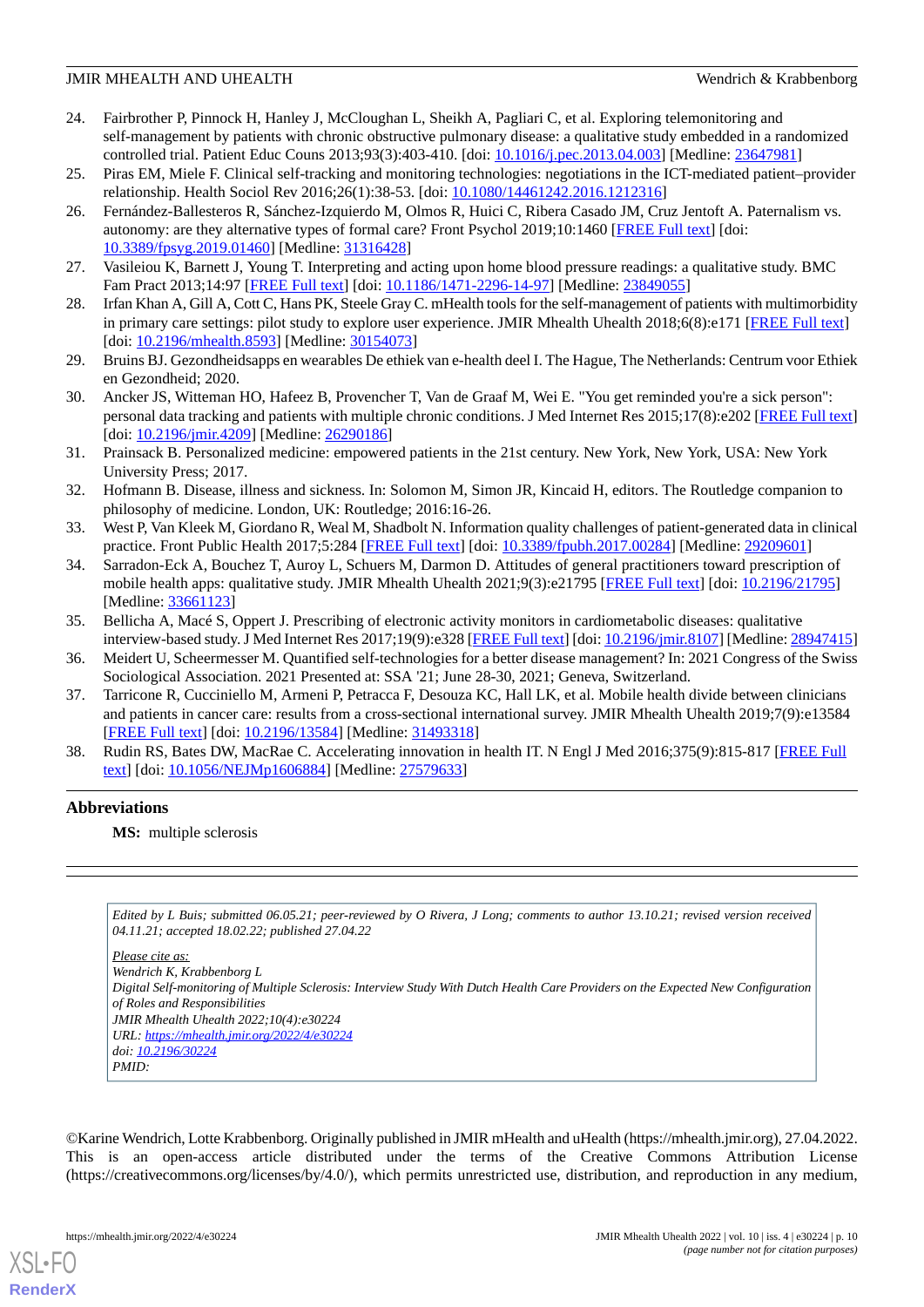24. Fairbrother P, Pinnock H, Hanley J, McCloughan L, Sheikh A, Pagliari C, et al. Exploring telemonitoring and self-management by patients with chronic obstructive pulmonary disease: a qualitative study embedded in a randomized controlled trial. Patient Educ Couns 2013;93(3):403-410. [doi: 10.1016/j.pec.2013.04.003] [Medline: 23647981]
25. Piras EM, Miele F. Clinical self-tracking and monitoring technologies: negotiations in the ICT-mediated patient–provider relationship. Health Sociol Rev 2016;26(1):38-53. [doi: 10.1080/14461242.2016.1212316]
26. Fernández-Ballesteros R, Sánchez-Izquierdo M, Olmos R, Huici C, Ribera Casado JM, Cruz Jentoft A. Paternalism vs. autonomy: are they alternative types of formal care? Front Psychol 2019;10:1460 [FREE Full text] [doi: 10.3389/fpsyg.2019.01460] [Medline: 31316428]
27. Vasileiou K, Barnett J, Young T. Interpreting and acting upon home blood pressure readings: a qualitative study. BMC Fam Pract 2013;14:97 [FREE Full text] [doi: 10.1186/1471-2296-14-97] [Medline: 23849055]
28. Irfan Khan A, Gill A, Cott C, Hans PK, Steele Gray C. mHealth tools for the self-management of patients with multimorbidity in primary care settings: pilot study to explore user experience. JMIR Mhealth Uhealth 2018;6(8):e171 [FREE Full text] [doi: 10.2196/mhealth.8593] [Medline: 30154073]
29. Bruins BJ. Gezondheidsapps en wearables De ethiek van e-health deel I. The Hague, The Netherlands: Centrum voor Ethiek en Gezondheid; 2020.
30. Ancker JS, Witteman HO, Hafeez B, Provencher T, Van de Graaf M, Wei E. "You get reminded you're a sick person": personal data tracking and patients with multiple chronic conditions. J Med Internet Res 2015;17(8):e202 [FREE Full text] [doi: 10.2196/jmir.4209] [Medline: 26290186]
31. Prainsack B. Personalized medicine: empowered patients in the 21st century. New York, New York, USA: New York University Press; 2017.
32. Hofmann B. Disease, illness and sickness. In: Solomon M, Simon JR, Kincaid H, editors. The Routledge companion to philosophy of medicine. London, UK: Routledge; 2016:16-26.
33. West P, Van Kleek M, Giordano R, Weal M, Shadbolt N. Information quality challenges of patient-generated data in clinical practice. Front Public Health 2017;5:284 [FREE Full text] [doi: 10.3389/fpubh.2017.00284] [Medline: 29209601]
34. Sarradon-Eck A, Bouchez T, Auroy L, Schuers M, Darmon D. Attitudes of general practitioners toward prescription of mobile health apps: qualitative study. JMIR Mhealth Uhealth 2021;9(3):e21795 [FREE Full text] [doi: 10.2196/21795] [Medline: 33661123]
35. Bellicha A, Macé S, Oppert J. Prescribing of electronic activity monitors in cardiometabolic diseases: qualitative interview-based study. J Med Internet Res 2017;19(9):e328 [FREE Full text] [doi: 10.2196/jmir.8107] [Medline: 28947415]
36. Meidert U, Scheermesser M. Quantified self-technologies for a better disease management? In: 2021 Congress of the Swiss Sociological Association. 2021 Presented at: SSA '21; June 28-30, 2021; Geneva, Switzerland.
37. Tarricone R, Cucciniello M, Armeni P, Petracca F, Desouza KC, Hall LK, et al. Mobile health divide between clinicians and patients in cancer care: results from a cross-sectional international survey. JMIR Mhealth Uhealth 2019;7(9):e13584 [FREE Full text] [doi: 10.2196/13584] [Medline: 31493318]
38. Rudin RS, Bates DW, MacRae C. Accelerating innovation in health IT. N Engl J Med 2016;375(9):815-817 [FREE Full text] [doi: 10.1056/NEJMp1606884] [Medline: 27579633]

## Abbreviations

**MS:** multiple sclerosis

*Edited by L Buis; submitted 06.05.21; peer-reviewed by O Rivera, J Long; comments to author 13.10.21; revised version received 04.11.21; accepted 18.02.22; published 27.04.22*

*Please cite as:*
*Wendrich K, Krabbenborg L*
*Digital Self-monitoring of Multiple Sclerosis: Interview Study With Dutch Health Care Providers on the Expected New Configuration of Roles and Responsibilities*
*JMIR Mhealth Uhealth 2022;10(4):e30224*
*URL: https://mhealth.jmir.org/2022/4/e30224*
*doi: 10.2196/30224*
*PMID:*

©Karine Wendrich, Lotte Krabbenborg. Originally published in JMIR mHealth and uHealth (https://mhealth.jmir.org), 27.04.2022. This is an open-access article distributed under the terms of the Creative Commons Attribution License (https://creativecommons.org/licenses/by/4.0/), which permits unrestricted use, distribution, and reproduction in any medium,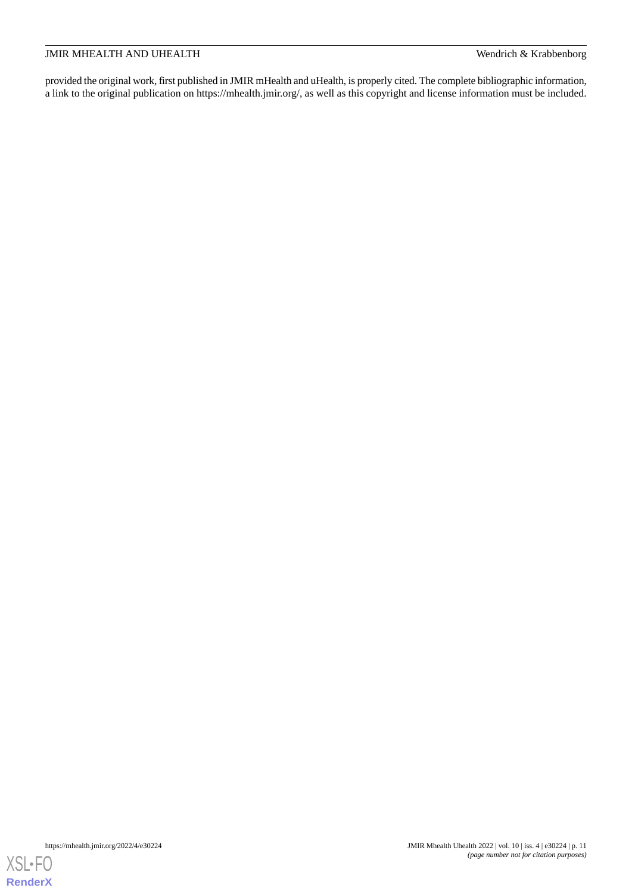provided the original work, first published in JMIR mHealth and uHealth, is properly cited. The complete bibliographic information, a link to the original publication on https://mhealth.jmir.org/, as well as this copyright and license information must be included.